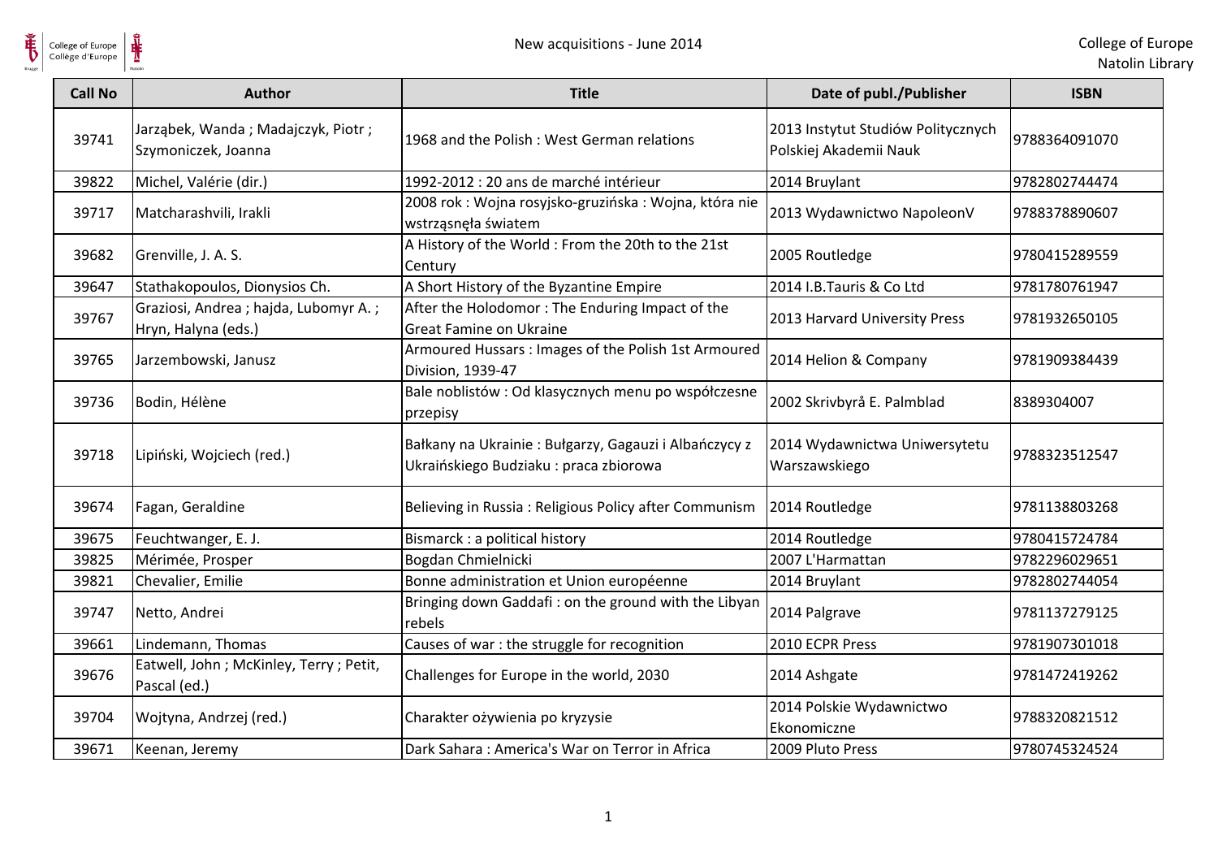# New acquisitions - June 2014

College of Europe
Natolin Library

| Call No | Author | Title | Date of publ./Publisher | ISBN |
|---|---|---|---|---|
| 39741 | Jarząbek, Wanda ; Madajczyk, Piotr ; Szymoniczek, Joanna | 1968 and the Polish : West German relations | 2013 Instytut Studiów Politycznych Polskiej Akademii Nauk | 9788364091070 |
| 39822 | Michel, Valérie (dir.) | 1992-2012 : 20 ans de marché intérieur | 2014 Bruylant | 9782802744474 |
| 39717 | Matcharashvili, Irakli | 2008 rok : Wojna rosyjsko-gruzińska : Wojna, która nie wstrząsnęła światem | 2013 Wydawnictwo NapoleonV | 9788378890607 |
| 39682 | Grenville, J. A. S. | A History of the World : From the 20th to the 21st Century | 2005 Routledge | 9780415289559 |
| 39647 | Stathakopoulos, Dionysios Ch. | A Short History of the Byzantine Empire | 2014 I.B.Tauris & Co Ltd | 9781780761947 |
| 39767 | Graziosi, Andrea ; hajda, Lubomyr A. ; Hryn, Halyna (eds.) | After the Holodomor : The Enduring Impact of the Great Famine on Ukraine | 2013 Harvard University Press | 9781932650105 |
| 39765 | Jarzembowski, Janusz | Armoured Hussars : Images of the Polish 1st Armoured Division, 1939-47 | 2014 Helion & Company | 9781909384439 |
| 39736 | Bodin, Hélène | Bale noblistów : Od klasycznych menu po współczesne przepisy | 2002 Skrivbyrå E. Palmblad | 8389304007 |
| 39718 | Lipiński, Wojciech (red.) | Bałkany na Ukrainie : Bułgarzy, Gagauzi i Albańczycy z Ukraińskiego Budziaku : praca zbiorowa | 2014 Wydawnictwa Uniwersytetu Warszawskiego | 9788323512547 |
| 39674 | Fagan, Geraldine | Believing in Russia : Religious Policy after Communism | 2014 Routledge | 9781138803268 |
| 39675 | Feuchtwanger, E. J. | Bismarck : a political history | 2014 Routledge | 9780415724784 |
| 39825 | Mérimée, Prosper | Bogdan Chmielnicki | 2007 L'Harmattan | 9782296029651 |
| 39821 | Chevalier, Emilie | Bonne administration et Union européenne | 2014 Bruylant | 9782802744054 |
| 39747 | Netto, Andrei | Bringing down Gaddafi : on the ground with the Libyan rebels | 2014 Palgrave | 9781137279125 |
| 39661 | Lindemann, Thomas | Causes of war : the struggle for recognition | 2010 ECPR Press | 9781907301018 |
| 39676 | Eatwell, John ; McKinley, Terry ; Petit, Pascal (ed.) | Challenges for Europe in the world, 2030 | 2014 Ashgate | 9781472419262 |
| 39704 | Wojtyna, Andrzej (red.) | Charakter ożywienia po kryzysie | 2014 Polskie Wydawnictwo Ekonomiczne | 9788320821512 |
| 39671 | Keenan, Jeremy | Dark Sahara : America's War on Terror in Africa | 2009 Pluto Press | 9780745324524 |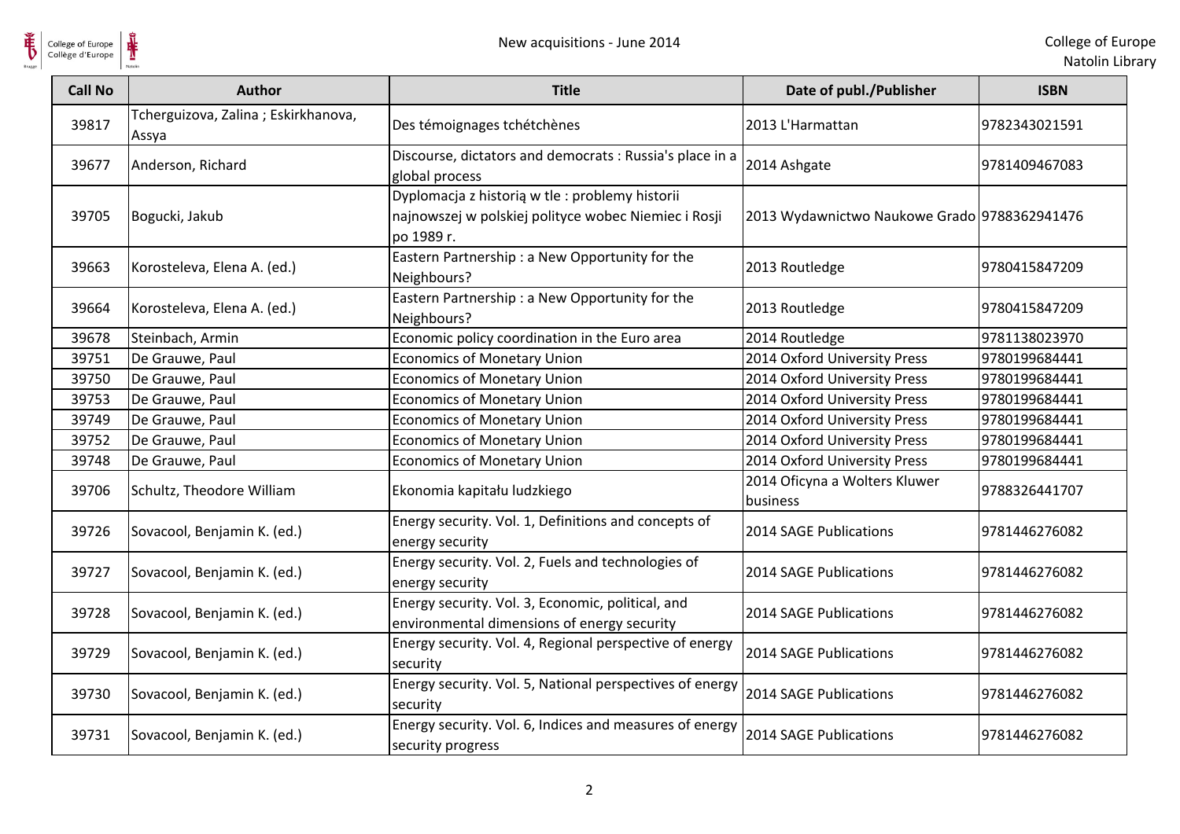| Call No | Author | Title | Date of publ./Publisher | ISBN |
|---|---|---|---|---|
| 39817 | Tcherguizova, Zalina ; Eskirkhanova, Assya | Des témoignages tchétchènes | 2013 L'Harmattan | 9782343021591 |
| 39677 | Anderson, Richard | Discourse, dictators and democrats : Russia's place in a global process | 2014 Ashgate | 9781409467083 |
| 39705 | Bogucki, Jakub | Dyplomacja z historią w tle : problemy historii najnowszej w polskiej polityce wobec Niemiec i Rosji po 1989 r. | 2013 Wydawnictwo Naukowe Grado | 9788362941476 |
| 39663 | Korosteleva, Elena A. (ed.) | Eastern Partnership : a New Opportunity for the Neighbours? | 2013 Routledge | 9780415847209 |
| 39664 | Korosteleva, Elena A. (ed.) | Eastern Partnership : a New Opportunity for the Neighbours? | 2013 Routledge | 9780415847209 |
| 39678 | Steinbach, Armin | Economic policy coordination in the Euro area | 2014 Routledge | 9781138023970 |
| 39751 | De Grauwe, Paul | Economics of Monetary Union | 2014 Oxford University Press | 9780199684441 |
| 39750 | De Grauwe, Paul | Economics of Monetary Union | 2014 Oxford University Press | 9780199684441 |
| 39753 | De Grauwe, Paul | Economics of Monetary Union | 2014 Oxford University Press | 9780199684441 |
| 39749 | De Grauwe, Paul | Economics of Monetary Union | 2014 Oxford University Press | 9780199684441 |
| 39752 | De Grauwe, Paul | Economics of Monetary Union | 2014 Oxford University Press | 9780199684441 |
| 39748 | De Grauwe, Paul | Economics of Monetary Union | 2014 Oxford University Press | 9780199684441 |
| 39706 | Schultz, Theodore William | Ekonomia kapitału ludzkiego | 2014 Oficyna a Wolters Kluwer business | 9788326441707 |
| 39726 | Sovacool, Benjamin K. (ed.) | Energy security. Vol. 1, Definitions and concepts of energy security | 2014 SAGE Publications | 9781446276082 |
| 39727 | Sovacool, Benjamin K. (ed.) | Energy security. Vol. 2, Fuels and technologies of energy security | 2014 SAGE Publications | 9781446276082 |
| 39728 | Sovacool, Benjamin K. (ed.) | Energy security. Vol. 3, Economic, political, and environmental dimensions of energy security | 2014 SAGE Publications | 9781446276082 |
| 39729 | Sovacool, Benjamin K. (ed.) | Energy security. Vol. 4, Regional perspective of energy security | 2014 SAGE Publications | 9781446276082 |
| 39730 | Sovacool, Benjamin K. (ed.) | Energy security. Vol. 5, National perspectives of energy security | 2014 SAGE Publications | 9781446276082 |
| 39731 | Sovacool, Benjamin K. (ed.) | Energy security. Vol. 6, Indices and measures of energy security progress | 2014 SAGE Publications | 9781446276082 |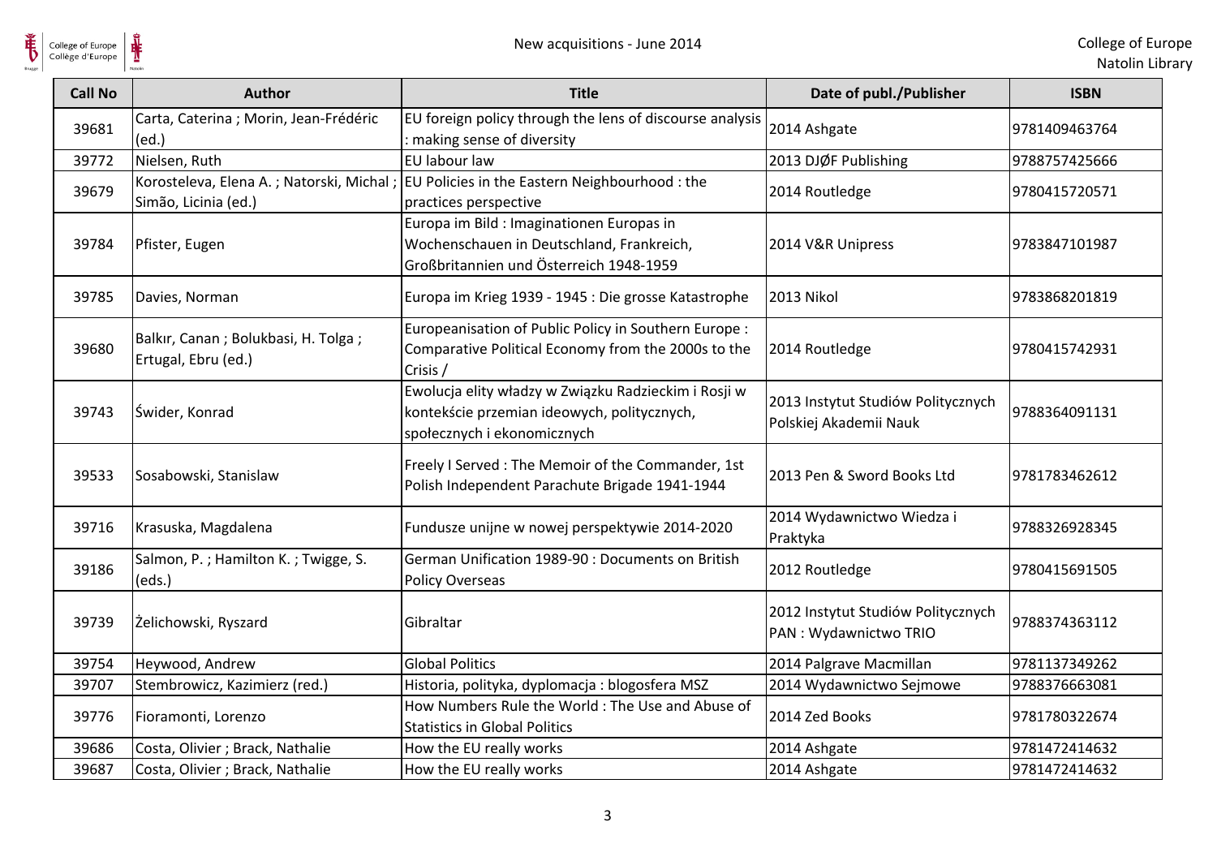| Call No | Author | Title | Date of publ./Publisher | ISBN |
| --- | --- | --- | --- | --- |
| 39681 | Carta, Caterina ; Morin, Jean-Frédéric (ed.) | EU foreign policy through the lens of discourse analysis : making sense of diversity | 2014 Ashgate | 9781409463764 |
| 39772 | Nielsen, Ruth | EU labour law | 2013 DJØF Publishing | 9788757425666 |
| 39679 | Korosteleva, Elena A. ; Natorski, Michal ; Simão, Licinia (ed.) | EU Policies in the Eastern Neighbourhood : the practices perspective | 2014 Routledge | 9780415720571 |
| 39784 | Pfister, Eugen | Europa im Bild : Imaginationen Europas in Wochenschauen in Deutschland, Frankreich, Großbritannien und Österreich 1948-1959 | 2014 V&R Unipress | 9783847101987 |
| 39785 | Davies, Norman | Europa im Krieg 1939 - 1945 : Die grosse Katastrophe | 2013 Nikol | 9783868201819 |
| 39680 | Balkır, Canan ; Bolukbasi, H. Tolga ; Ertugal, Ebru (ed.) | Europeanisation of Public Policy in Southern Europe : Comparative Political Economy from the 2000s to the Crisis / | 2014 Routledge | 9780415742931 |
| 39743 | Świder, Konrad | Ewolucja elity władzy w Związku Radzieckim i Rosji w kontekście przemian ideowych, politycznych, społecznych i ekonomicznych | 2013 Instytut Studiów Politycznych Polskiej Akademii Nauk | 9788364091131 |
| 39533 | Sosabowski, Stanislaw | Freely I Served : The Memoir of the Commander, 1st Polish Independent Parachute Brigade 1941-1944 | 2013 Pen & Sword Books Ltd | 9781783462612 |
| 39716 | Krasuska, Magdalena | Fundusze unijne w nowej perspektywie 2014-2020 | 2014 Wydawnictwo Wiedza i Praktyka | 9788326928345 |
| 39186 | Salmon, P. ; Hamilton K. ; Twigge, S. (eds.) | German Unification 1989-90 : Documents on British Policy Overseas | 2012 Routledge | 9780415691505 |
| 39739 | Żelichowski, Ryszard | Gibraltar | 2012 Instytut Studiów Politycznych PAN : Wydawnictwo TRIO | 9788374363112 |
| 39754 | Heywood, Andrew | Global Politics | 2014 Palgrave Macmillan | 9781137349262 |
| 39707 | Stembrowicz, Kazimierz (red.) | Historia, polityka, dyplomacja : blogosfera MSZ | 2014 Wydawnictwo Sejmowe | 9788376663081 |
| 39776 | Fioramonti, Lorenzo | How Numbers Rule the World : The Use and Abuse of Statistics in Global Politics | 2014 Zed Books | 9781780322674 |
| 39686 | Costa, Olivier ; Brack, Nathalie | How the EU really works | 2014 Ashgate | 9781472414632 |
| 39687 | Costa, Olivier ; Brack, Nathalie | How the EU really works | 2014 Ashgate | 9781472414632 |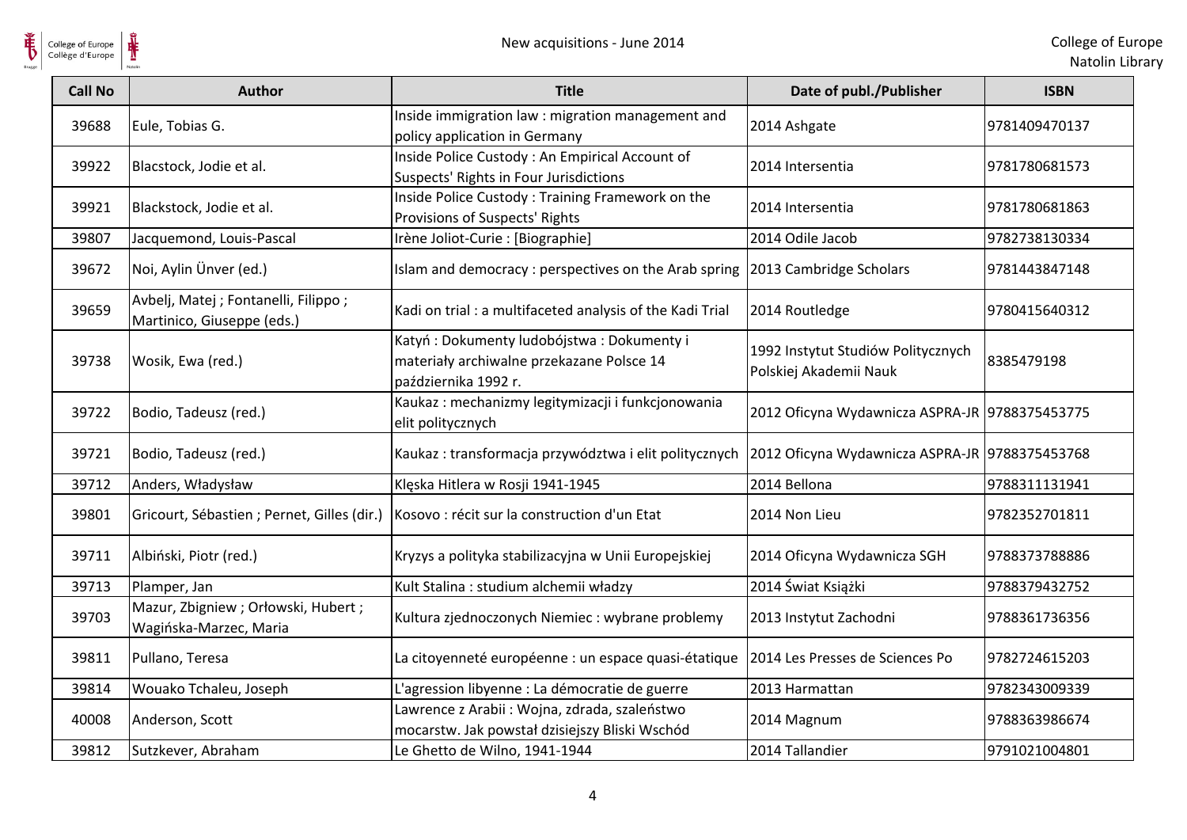| Call No | Author | Title | Date of publ./Publisher | ISBN |
|---|---|---|---|---|
| 39688 | Eule, Tobias G. | Inside immigration law : migration management and policy application in Germany | 2014 Ashgate | 9781409470137 |
| 39922 | Blacstock, Jodie et al. | Inside Police Custody : An Empirical Account of Suspects' Rights in Four Jurisdictions | 2014 Intersentia | 9781780681573 |
| 39921 | Blackstock, Jodie et al. | Inside Police Custody : Training Framework on the Provisions of Suspects' Rights | 2014 Intersentia | 9781780681863 |
| 39807 | Jacquemond, Louis-Pascal | Irène Joliot-Curie : [Biographie] | 2014 Odile Jacob | 9782738130334 |
| 39672 | Noi, Aylin Ünver (ed.) | Islam and democracy : perspectives on the Arab spring | 2013 Cambridge Scholars | 9781443847148 |
| 39659 | Avbelj, Matej ; Fontanelli, Filippo ; Martinico, Giuseppe (eds.) | Kadi on trial : a multifaceted analysis of the Kadi Trial | 2014 Routledge | 9780415640312 |
| 39738 | Wosik, Ewa (red.) | Katyń : Dokumenty ludobójstwa : Dokumenty i materiały archiwalne przekazane Polsce 14 października 1992 r. | 1992 Instytut Studiów Politycznych Polskiej Akademii Nauk | 8385479198 |
| 39722 | Bodio, Tadeusz (red.) | Kaukaz : mechanizmy legitymizacji i funkcjonowania elit politycznych | 2012 Oficyna Wydawnicza ASPRA-JR | 9788375453775 |
| 39721 | Bodio, Tadeusz (red.) | Kaukaz : transformacja przywództwa i elit politycznych | 2012 Oficyna Wydawnicza ASPRA-JR | 9788375453768 |
| 39712 | Anders, Władysław | Klęska Hitlera w Rosji 1941-1945 | 2014 Bellona | 9788311131941 |
| 39801 | Gricourt, Sébastien ; Pernet, Gilles (dir.) | Kosovo : récit sur la construction d'un Etat | 2014 Non Lieu | 9782352701811 |
| 39711 | Albiński, Piotr (red.) | Kryzys a polityka stabilizacyjna w Unii Europejskiej | 2014 Oficyna Wydawnicza SGH | 9788373788886 |
| 39713 | Plamper, Jan | Kult Stalina : studium alchemii władzy | 2014 Świat Książki | 9788379432752 |
| 39703 | Mazur, Zbigniew ; Orłowski, Hubert ; Wagińska-Marzec, Maria | Kultura zjednoczonych Niemiec : wybrane problemy | 2013 Instytut Zachodni | 9788361736356 |
| 39811 | Pullano, Teresa | La citoyenneté européenne : un espace quasi-étatique | 2014 Les Presses de Sciences Po | 9782724615203 |
| 39814 | Wouako Tchaleu, Joseph | L'agression libyenne : La démocratie de guerre | 2013 Harmattan | 9782343009339 |
| 40008 | Anderson, Scott | Lawrence z Arabii : Wojna, zdrada, szaleństwo mocarstw. Jak powstał dzisiejszy Bliski Wschód | 2014 Magnum | 9788363986674 |
| 39812 | Sutzkever, Abraham | Le Ghetto de Wilno, 1941-1944 | 2014 Tallandier | 9791021004801 |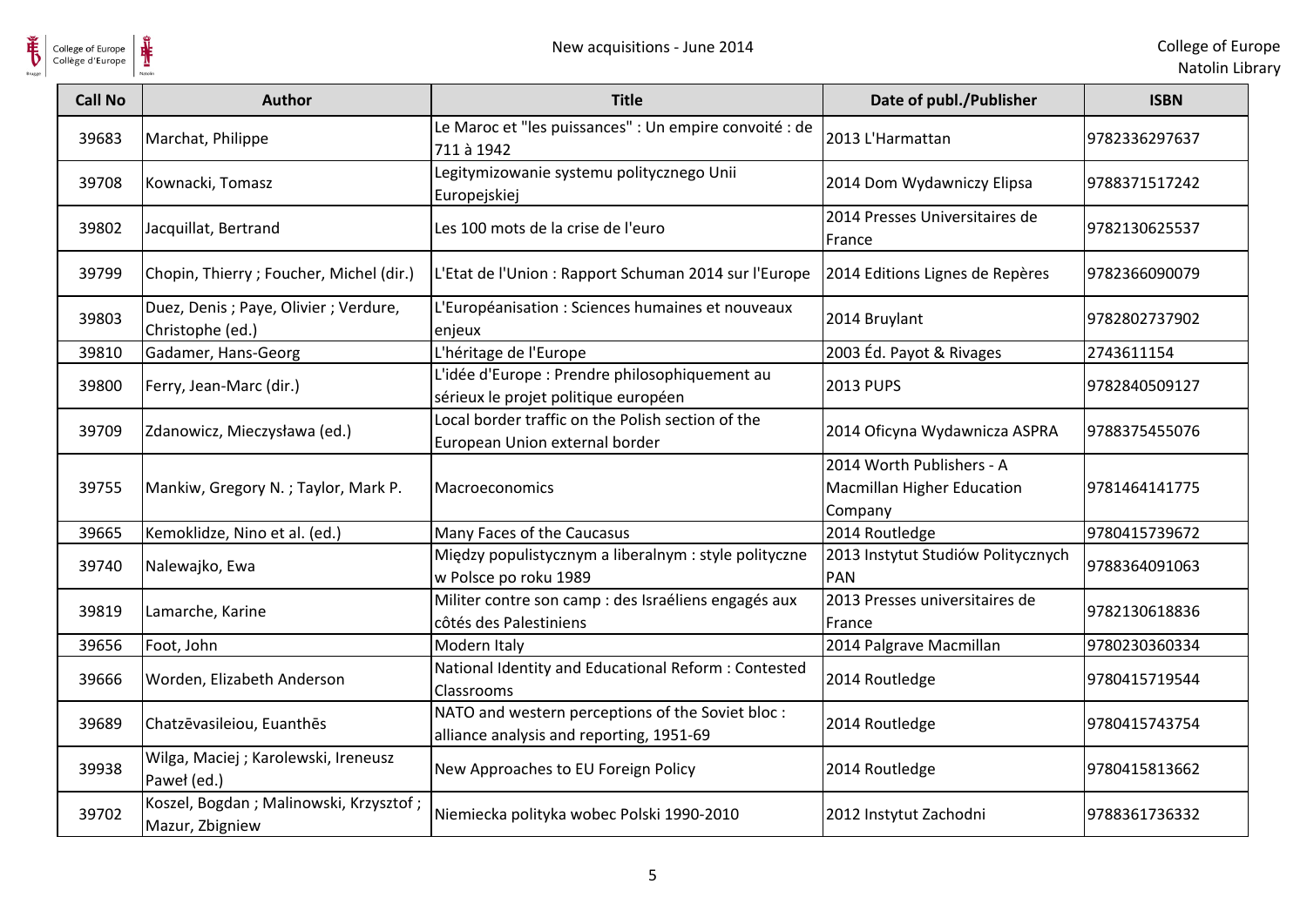| Call No | Author | Title | Date of publ./Publisher | ISBN |
| --- | --- | --- | --- | --- |
| 39683 | Marchat, Philippe | Le Maroc et "les puissances" : Un empire convoité : de 711 à 1942 | 2013 L'Harmattan | 9782336297637 |
| 39708 | Kownacki, Tomasz | Legitymizowanie systemu politycznego Unii Europejskiej | 2014 Dom Wydawniczy Elipsa | 9788371517242 |
| 39802 | Jacquillat, Bertrand | Les 100 mots de la crise de l'euro | 2014 Presses Universitaires de France | 9782130625537 |
| 39799 | Chopin, Thierry ; Foucher, Michel (dir.) | L'Etat de l'Union : Rapport Schuman 2014 sur l'Europe | 2014 Editions Lignes de Repères | 9782366090079 |
| 39803 | Duez, Denis ; Paye, Olivier ; Verdure, Christophe (ed.) | L'Européanisation : Sciences humaines et nouveaux enjeux | 2014 Bruylant | 9782802737902 |
| 39810 | Gadamer, Hans-Georg | L'héritage de l'Europe | 2003 Éd. Payot & Rivages | 2743611154 |
| 39800 | Ferry, Jean-Marc (dir.) | L'idée d'Europe : Prendre philosophiquement au sérieux le projet politique européen | 2013 PUPS | 9782840509127 |
| 39709 | Zdanowicz, Mieczysława (ed.) | Local border traffic on the Polish section of the European Union external border | 2014 Oficyna Wydawnicza ASPRA | 9788375455076 |
| 39755 | Mankiw, Gregory N. ; Taylor, Mark P. | Macroeconomics | 2014 Worth Publishers - A Macmillan Higher Education Company | 9781464141775 |
| 39665 | Kemoklidze, Nino et al. (ed.) | Many Faces of the Caucasus | 2014 Routledge | 9780415739672 |
| 39740 | Nalewajko, Ewa | Między populistycznym a liberalnym : style polityczne w Polsce po roku 1989 | 2013 Instytut Studiów Politycznych PAN | 9788364091063 |
| 39819 | Lamarche, Karine | Militer contre son camp : des Israéliens engagés aux côtés des Palestiniens | 2013 Presses universitaires de France | 9782130618836 |
| 39656 | Foot, John | Modern Italy | 2014 Palgrave Macmillan | 9780230360334 |
| 39666 | Worden, Elizabeth Anderson | National Identity and Educational Reform : Contested Classrooms | 2014 Routledge | 9780415719544 |
| 39689 | Chatzēvasileiou, Euanthēs | NATO and western perceptions of the Soviet bloc : alliance analysis and reporting, 1951-69 | 2014 Routledge | 9780415743754 |
| 39938 | Wilga, Maciej ; Karolewski, Ireneusz Paweł (ed.) | New Approaches to EU Foreign Policy | 2014 Routledge | 9780415813662 |
| 39702 | Koszel, Bogdan ; Malinowski, Krzysztof ; Mazur, Zbigniew | Niemiecka polityka wobec Polski 1990-2010 | 2012 Instytut Zachodni | 9788361736332 |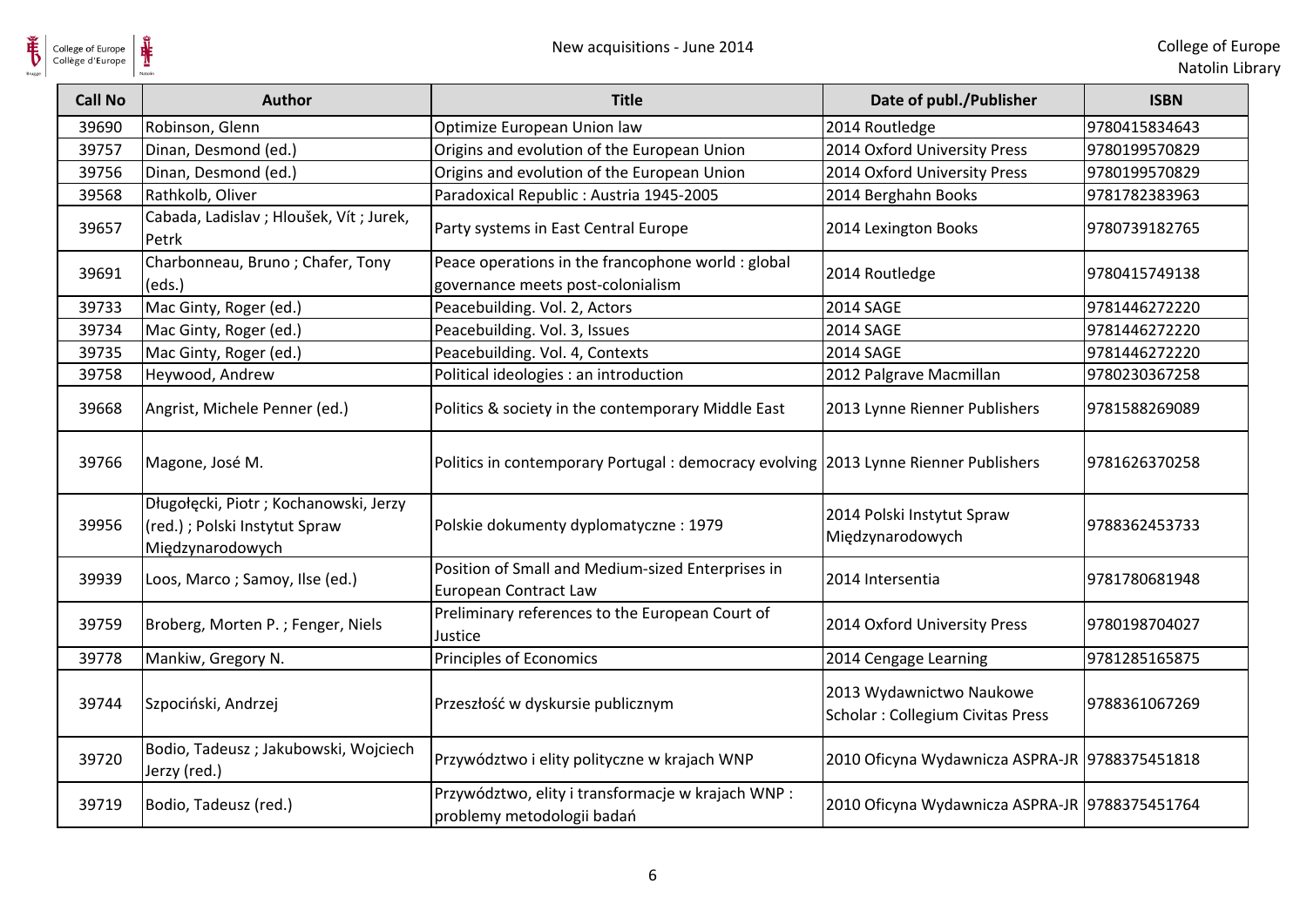| Call No | Author | Title | Date of publ./Publisher | ISBN |
|---|---|---|---|---|
| 39690 | Robinson, Glenn | Optimize European Union law | 2014 Routledge | 9780415834643 |
| 39757 | Dinan, Desmond (ed.) | Origins and evolution of the European Union | 2014 Oxford University Press | 9780199570829 |
| 39756 | Dinan, Desmond (ed.) | Origins and evolution of the European Union | 2014 Oxford University Press | 9780199570829 |
| 39568 | Rathkolb, Oliver | Paradoxical Republic : Austria 1945-2005 | 2014 Berghahn Books | 9781782383963 |
| 39657 | Cabada, Ladislav ; Hloušek, Vít ; Jurek, Petrk | Party systems in East Central Europe | 2014 Lexington Books | 9780739182765 |
| 39691 | Charbonneau, Bruno ; Chafer, Tony (eds.) | Peace operations in the francophone world : global governance meets post-colonialism | 2014 Routledge | 9780415749138 |
| 39733 | Mac Ginty, Roger (ed.) | Peacebuilding. Vol. 2, Actors | 2014 SAGE | 9781446272220 |
| 39734 | Mac Ginty, Roger (ed.) | Peacebuilding. Vol. 3, Issues | 2014 SAGE | 9781446272220 |
| 39735 | Mac Ginty, Roger (ed.) | Peacebuilding. Vol. 4, Contexts | 2014 SAGE | 9781446272220 |
| 39758 | Heywood, Andrew | Political ideologies : an introduction | 2012 Palgrave Macmillan | 9780230367258 |
| 39668 | Angrist, Michele Penner (ed.) | Politics & society in the contemporary Middle East | 2013 Lynne Rienner Publishers | 9781588269089 |
| 39766 | Magone, José M. | Politics in contemporary Portugal : democracy evolving | 2013 Lynne Rienner Publishers | 9781626370258 |
| 39956 | Długołęcki, Piotr ; Kochanowski, Jerzy (red.) ; Polski Instytut Spraw Międzynarodowych | Polskie dokumenty dyplomatyczne : 1979 | 2014 Polski Instytut Spraw Międzynarodowych | 9788362453733 |
| 39939 | Loos, Marco ; Samoy, Ilse (ed.) | Position of Small and Medium-sized Enterprises in European Contract Law | 2014 Intersentia | 9781780681948 |
| 39759 | Broberg, Morten P. ; Fenger, Niels | Preliminary references to the European Court of Justice | 2014 Oxford University Press | 9780198704027 |
| 39778 | Mankiw, Gregory N. | Principles of Economics | 2014 Cengage Learning | 9781285165875 |
| 39744 | Szpociński, Andrzej | Przeszłość w dyskursie publicznym | 2013 Wydawnictwo Naukowe Scholar : Collegium Civitas Press | 9788361067269 |
| 39720 | Bodio, Tadeusz ; Jakubowski, Wojciech Jerzy (red.) | Przywództwo i elity polityczne w krajach WNP | 2010 Oficyna Wydawnicza ASPRA-JR | 9788375451818 |
| 39719 | Bodio, Tadeusz (red.) | Przywództwo, elity i transformacje w krajach WNP : problemy metodologii badań | 2010 Oficyna Wydawnicza ASPRA-JR | 9788375451764 |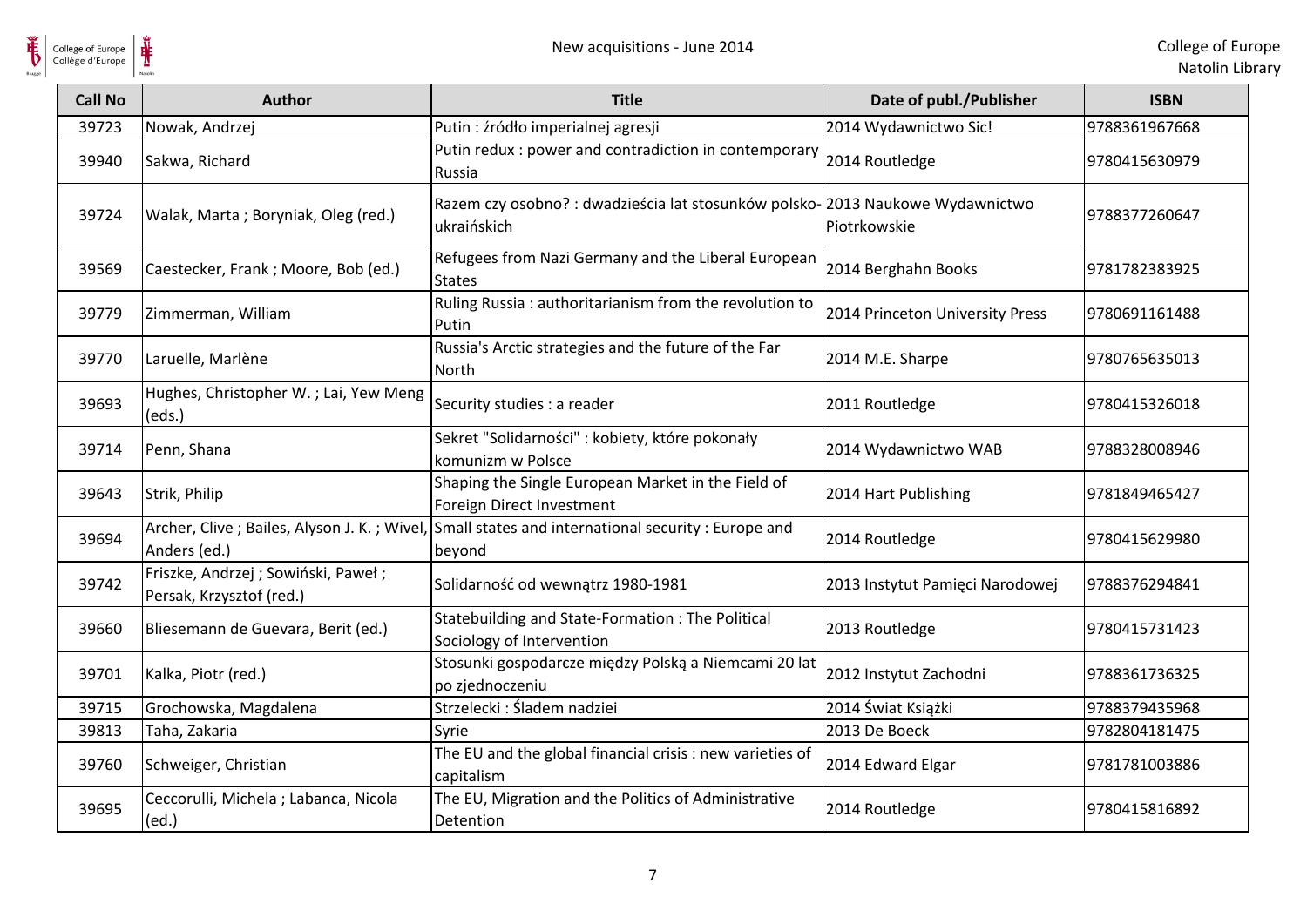| Call No | Author | Title | Date of publ./Publisher | ISBN |
| --- | --- | --- | --- | --- |
| 39723 | Nowak, Andrzej | Putin : źródło imperialnej agresji | 2014 Wydawnictwo Sic! | 9788361967668 |
| 39940 | Sakwa, Richard | Putin redux : power and contradiction in contemporary Russia | 2014 Routledge | 9780415630979 |
| 39724 | Walak, Marta ; Boryniak, Oleg (red.) | Razem czy osobno? : dwadzieścia lat stosunków polsko-ukraińskich | 2013 Naukowe Wydawnictwo Piotrkowskie | 9788377260647 |
| 39569 | Caestecker, Frank ; Moore, Bob (ed.) | Refugees from Nazi Germany and the Liberal European States | 2014 Berghahn Books | 9781782383925 |
| 39779 | Zimmerman, William | Ruling Russia : authoritarianism from the revolution to Putin | 2014 Princeton University Press | 9780691161488 |
| 39770 | Laruelle, Marlène | Russia's Arctic strategies and the future of the Far North | 2014 M.E. Sharpe | 9780765635013 |
| 39693 | Hughes, Christopher W. ; Lai, Yew Meng (eds.) | Security studies : a reader | 2011 Routledge | 9780415326018 |
| 39714 | Penn, Shana | Sekret "Solidarności" : kobiety, które pokonały komunizm w Polsce | 2014 Wydawnictwo WAB | 9788328008946 |
| 39643 | Strik, Philip | Shaping the Single European Market in the Field of Foreign Direct Investment | 2014 Hart Publishing | 9781849465427 |
| 39694 | Archer, Clive ; Bailes, Alyson J. K. ; Wivel, Anders (ed.) | Small states and international security : Europe and beyond | 2014 Routledge | 9780415629980 |
| 39742 | Friszke, Andrzej ; Sowiński, Paweł ; Persak, Krzysztof (red.) | Solidarność od wewnątrz 1980-1981 | 2013 Instytut Pamięci Narodowej | 9788376294841 |
| 39660 | Bliesemann de Guevara, Berit (ed.) | Statebuilding and State-Formation : The Political Sociology of Intervention | 2013 Routledge | 9780415731423 |
| 39701 | Kalka, Piotr (red.) | Stosunki gospodarcze między Polską a Niemcami 20 lat po zjednoczeniu | 2012 Instytut Zachodni | 9788361736325 |
| 39715 | Grochowska, Magdalena | Strzelecki : Śladem nadziei | 2014 Świat Książki | 9788379435968 |
| 39813 | Taha, Zakaria | Syrie | 2013 De Boeck | 9782804181475 |
| 39760 | Schweiger, Christian | The EU and the global financial crisis : new varieties of capitalism | 2014 Edward Elgar | 9781781003886 |
| 39695 | Ceccorulli, Michela ; Labanca, Nicola (ed.) | The EU, Migration and the Politics of Administrative Detention | 2014 Routledge | 9780415816892 |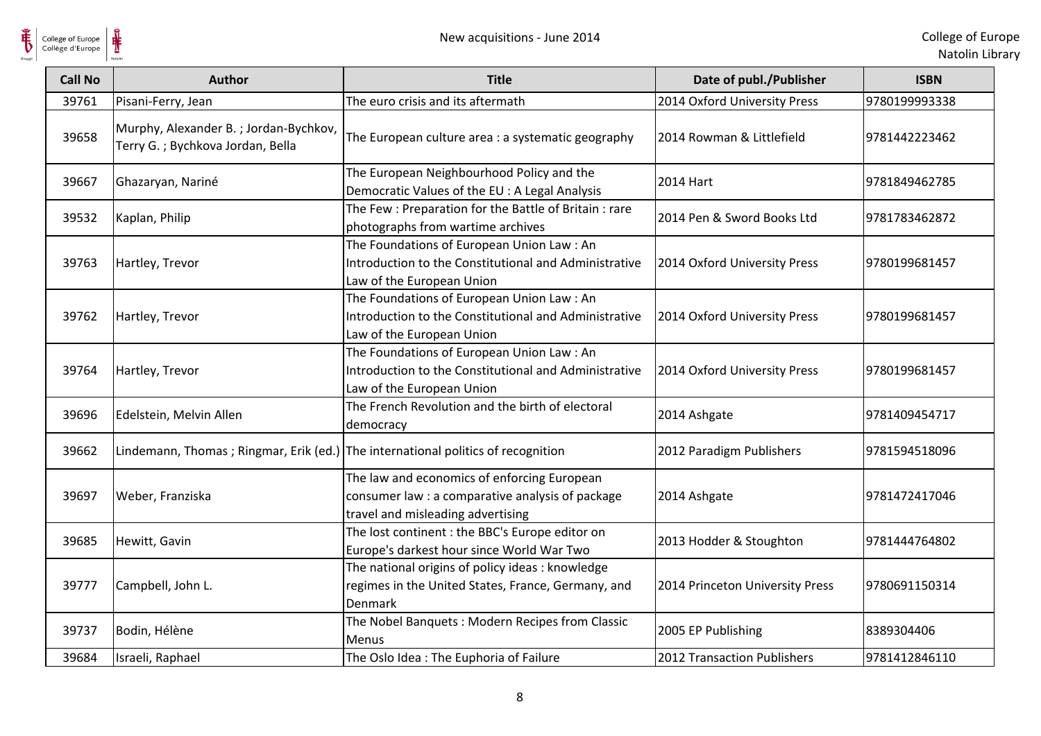| Call No | Author | Title | Date of publ./Publisher | ISBN |
| --- | --- | --- | --- | --- |
| 39761 | Pisani-Ferry, Jean | The euro crisis and its aftermath | 2014 Oxford University Press | 9780199993338 |
| 39658 | Murphy, Alexander B. ; Jordan-Bychkov, Terry G. ; Bychkova Jordan, Bella | The European culture area : a systematic geography | 2014 Rowman & Littlefield | 9781442223462 |
| 39667 | Ghazaryan, Nariné | The European Neighbourhood Policy and the Democratic Values of the EU : A Legal Analysis | 2014 Hart | 9781849462785 |
| 39532 | Kaplan, Philip | The Few : Preparation for the Battle of Britain : rare photographs from wartime archives | 2014 Pen & Sword Books Ltd | 9781783462872 |
| 39763 | Hartley, Trevor | The Foundations of European Union Law : An Introduction to the Constitutional and Administrative Law of the European Union | 2014 Oxford University Press | 9780199681457 |
| 39762 | Hartley, Trevor | The Foundations of European Union Law : An Introduction to the Constitutional and Administrative Law of the European Union | 2014 Oxford University Press | 9780199681457 |
| 39764 | Hartley, Trevor | The Foundations of European Union Law : An Introduction to the Constitutional and Administrative Law of the European Union | 2014 Oxford University Press | 9780199681457 |
| 39696 | Edelstein, Melvin Allen | The French Revolution and the birth of electoral democracy | 2014 Ashgate | 9781409454717 |
| 39662 | Lindemann, Thomas ; Ringmar, Erik (ed.) | The international politics of recognition | 2012 Paradigm Publishers | 9781594518096 |
| 39697 | Weber, Franziska | The law and economics of enforcing European consumer law : a comparative analysis of package travel and misleading advertising | 2014 Ashgate | 9781472417046 |
| 39685 | Hewitt, Gavin | The lost continent : the BBC's Europe editor on Europe's darkest hour since World War Two | 2013 Hodder & Stoughton | 9781444764802 |
| 39777 | Campbell, John L. | The national origins of policy ideas : knowledge regimes in the United States, France, Germany, and Denmark | 2014 Princeton University Press | 9780691150314 |
| 39737 | Bodin, Hélène | The Nobel Banquets : Modern Recipes from Classic Menus | 2005 EP Publishing | 8389304406 |
| 39684 | Israeli, Raphael | The Oslo Idea : The Euphoria of Failure | 2012 Transaction Publishers | 9781412846110 |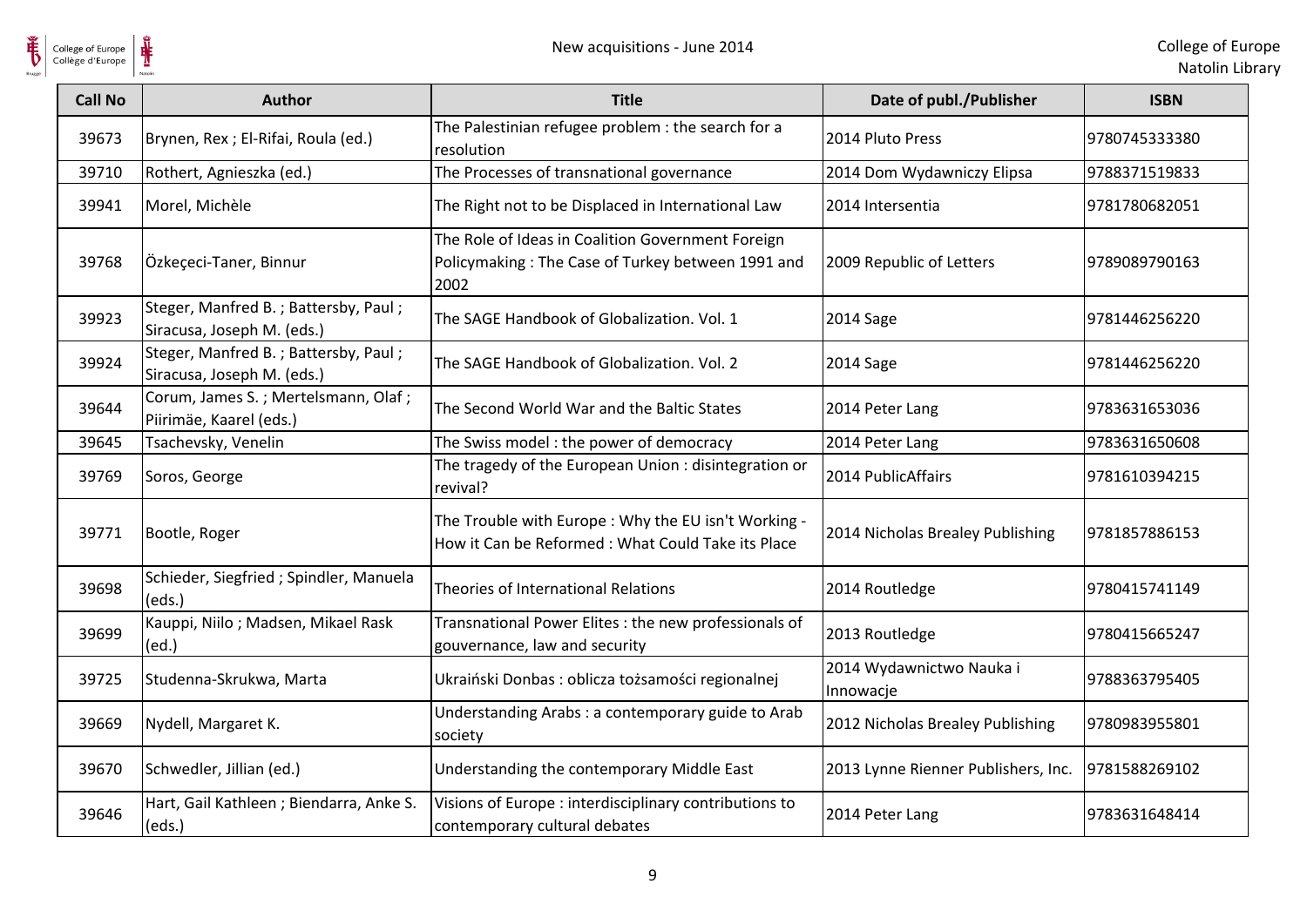| Call No | Author | Title | Date of publ./Publisher | ISBN |
|---|---|---|---|---|
| 39673 | Brynen, Rex ; El-Rifai, Roula (ed.) | The Palestinian refugee problem : the search for a resolution | 2014 Pluto Press | 9780745333380 |
| 39710 | Rothert, Agnieszka (ed.) | The Processes of transnational governance | 2014 Dom Wydawniczy Elipsa | 9788371519833 |
| 39941 | Morel, Michèle | The Right not to be Displaced in International Law | 2014 Intersentia | 9781780682051 |
| 39768 | Özkeçeci-Taner, Binnur | The Role of Ideas in Coalition Government Foreign Policymaking : The Case of Turkey between 1991 and 2002 | 2009 Republic of Letters | 9789089790163 |
| 39923 | Steger, Manfred B. ; Battersby, Paul ; Siracusa, Joseph M. (eds.) | The SAGE Handbook of Globalization. Vol. 1 | 2014 Sage | 9781446256220 |
| 39924 | Steger, Manfred B. ; Battersby, Paul ; Siracusa, Joseph M. (eds.) | The SAGE Handbook of Globalization. Vol. 2 | 2014 Sage | 9781446256220 |
| 39644 | Corum, James S. ; Mertelsmann, Olaf ; Piirimäe, Kaarel (eds.) | The Second World War and the Baltic States | 2014 Peter Lang | 9783631653036 |
| 39645 | Tsachevsky, Venelin | The Swiss model : the power of democracy | 2014 Peter Lang | 9783631650608 |
| 39769 | Soros, George | The tragedy of the European Union : disintegration or revival? | 2014 PublicAffairs | 9781610394215 |
| 39771 | Bootle, Roger | The Trouble with Europe : Why the EU isn't Working - How it Can be Reformed : What Could Take its Place | 2014 Nicholas Brealey Publishing | 9781857886153 |
| 39698 | Schieder, Siegfried ; Spindler, Manuela (eds.) | Theories of International Relations | 2014 Routledge | 9780415741149 |
| 39699 | Kauppi, Niilo ; Madsen, Mikael Rask (ed.) | Transnational Power Elites : the new professionals of gouvernance, law and security | 2013 Routledge | 9780415665247 |
| 39725 | Studenna-Skrukwa, Marta | Ukraiński Donbas : oblicza tożsamości regionalnej | 2014 Wydawnictwo Nauka i Innowacje | 9788363795405 |
| 39669 | Nydell, Margaret K. | Understanding Arabs : a contemporary guide to Arab society | 2012 Nicholas Brealey Publishing | 9780983955801 |
| 39670 | Schwedler, Jillian (ed.) | Understanding the contemporary Middle East | 2013 Lynne Rienner Publishers, Inc. | 9781588269102 |
| 39646 | Hart, Gail Kathleen ; Biendarra, Anke S. (eds.) | Visions of Europe : interdisciplinary contributions to contemporary cultural debates | 2014 Peter Lang | 9783631648414 |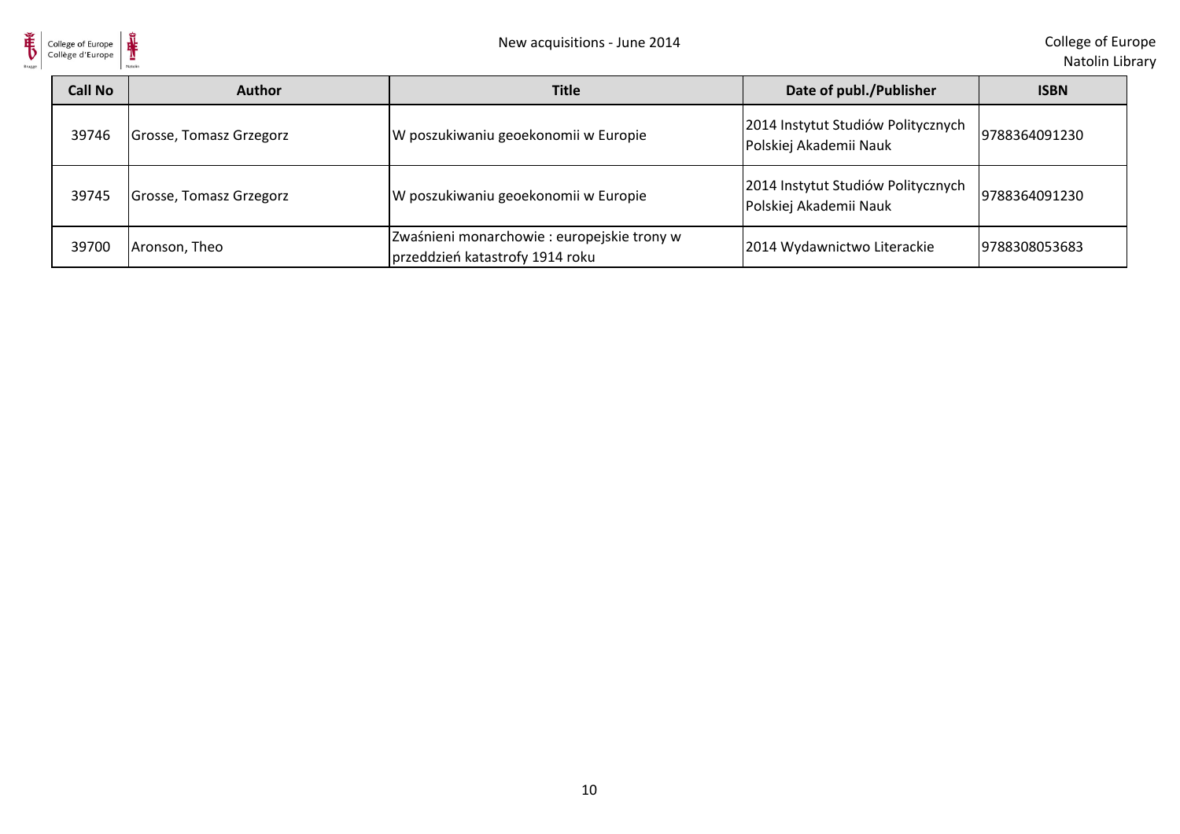| Call No | Author | Title | Date of publ./Publisher | ISBN |
|---|---|---|---|---|
| 39746 | Grosse, Tomasz Grzegorz | W poszukiwaniu geoekonomii w Europie | 2014 Instytut Studiów Politycznych Polskiej Akademii Nauk | 9788364091230 |
| 39745 | Grosse, Tomasz Grzegorz | W poszukiwaniu geoekonomii w Europie | 2014 Instytut Studiów Politycznych Polskiej Akademii Nauk | 9788364091230 |
| 39700 | Aronson, Theo | Zwaśnieni monarchowie : europejskie trony w przeddzień katastrofy 1914 roku | 2014 Wydawnictwo Literackie | 9788308053683 |